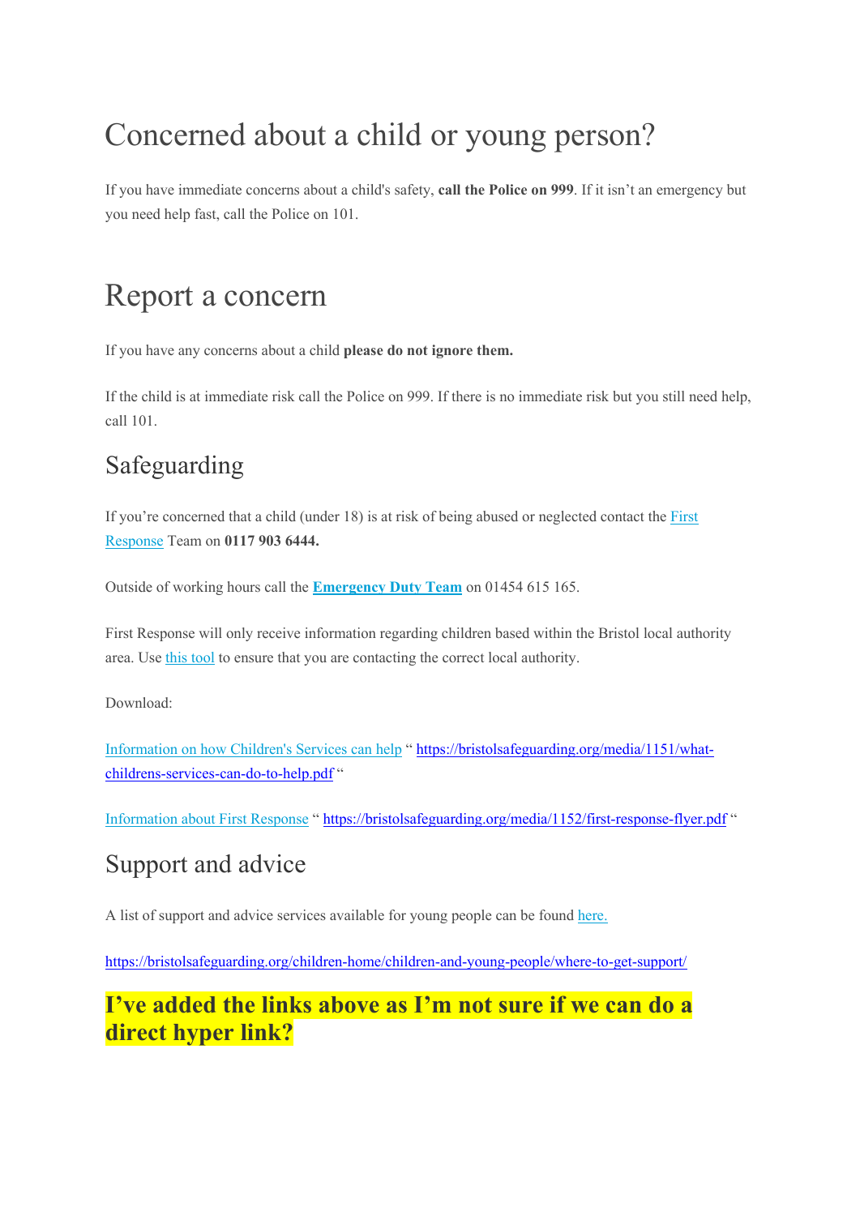# Concerned about a child or young person?

If you have immediate concerns about a child's safety, **call the Police on 999**. If it isn't an emergency but you need help fast, call the Police on 101.

# Report a concern

If you have any concerns about a child **please do not ignore them.**

If the child is at immediate risk call the Police on 999. If there is no immediate risk but you still need help, call 101.

## Safeguarding

If you're concerned that a child (under 18) is at risk of being abused or neglected contact the First Response Team on **0117 903 6444.**

Outside of working hours call the **Emergency Duty Team** on 01454 615 165.

First Response will only receive information regarding children based within the Bristol local authority area. Use this tool to ensure that you are contacting the correct local authority.

Download:

Information on how Children's Services can help " https://bristolsafeguarding.org/media/1151/what-childrens-services-can-do-to-help.pdf "

Information about First Response " https://bristolsafeguarding.org/media/1152/first-response-flyer.pdf "

## Support and advice

A list of support and advice services available for young people can be found here.

https://bristolsafeguarding.org/children-home/children-and-young-people/where-to-get-support/

**I've added the links above as I'm not sure if we can do a direct hyper link?**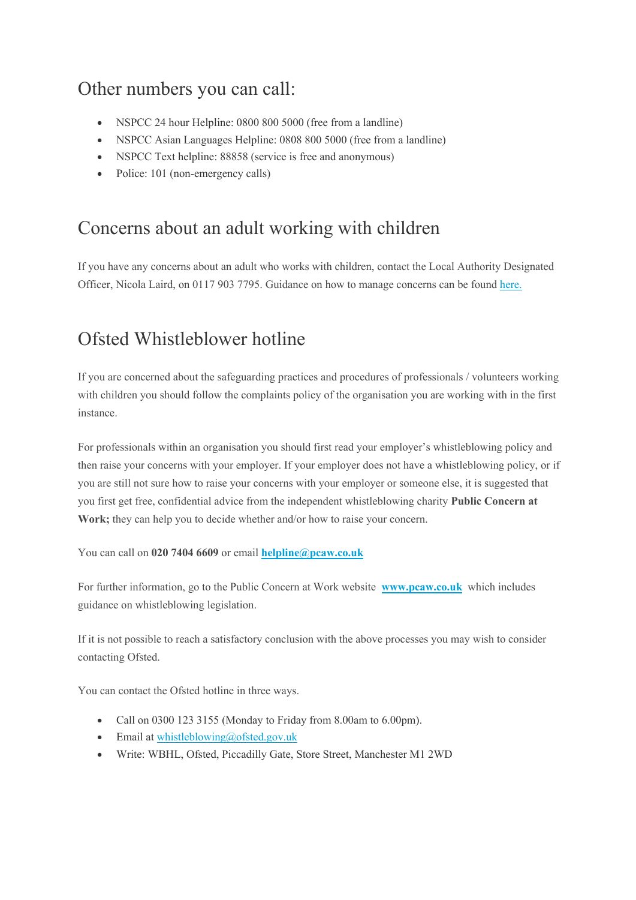## Other numbers you can call:

- NSPCC 24 hour Helpline: 0800 800 5000 (free from a landline)
- NSPCC Asian Languages Helpline: 0808 800 5000 (free from a landline)
- NSPCC Text helpline: 88858 (service is free and anonymous)
- Police: 101 (non-emergency calls)

## Concerns about an adult working with children

If you have any concerns about an adult who works with children, contact the Local Authority Designated Officer, Nicola Laird, on 0117 903 7795. Guidance on how to manage concerns can be found here.

## Ofsted Whistleblower hotline

If you are concerned about the safeguarding practices and procedures of professionals / volunteers working with children you should follow the complaints policy of the organisation you are working with in the first instance.

For professionals within an organisation you should first read your employer's whistleblowing policy and then raise your concerns with your employer. If your employer does not have a whistleblowing policy, or if you are still not sure how to raise your concerns with your employer or someone else, it is suggested that you first get free, confidential advice from the independent whistleblowing charity **Public Concern at Work;** they can help you to decide whether and/or how to raise your concern.

You can call on **020 7404 6609** or email **helpline@pcaw.co.uk**

For further information, go to the Public Concern at Work website **www.pcaw.co.uk** which includes guidance on whistleblowing legislation.

If it is not possible to reach a satisfactory conclusion with the above processes you may wish to consider contacting Ofsted.

You can contact the Ofsted hotline in three ways.

- Call on 0300 123 3155 (Monday to Friday from 8.00am to 6.00pm).
- Email at whistleblowing@ofsted.gov.uk
- Write: WBHL, Ofsted, Piccadilly Gate, Store Street, Manchester M1 2WD